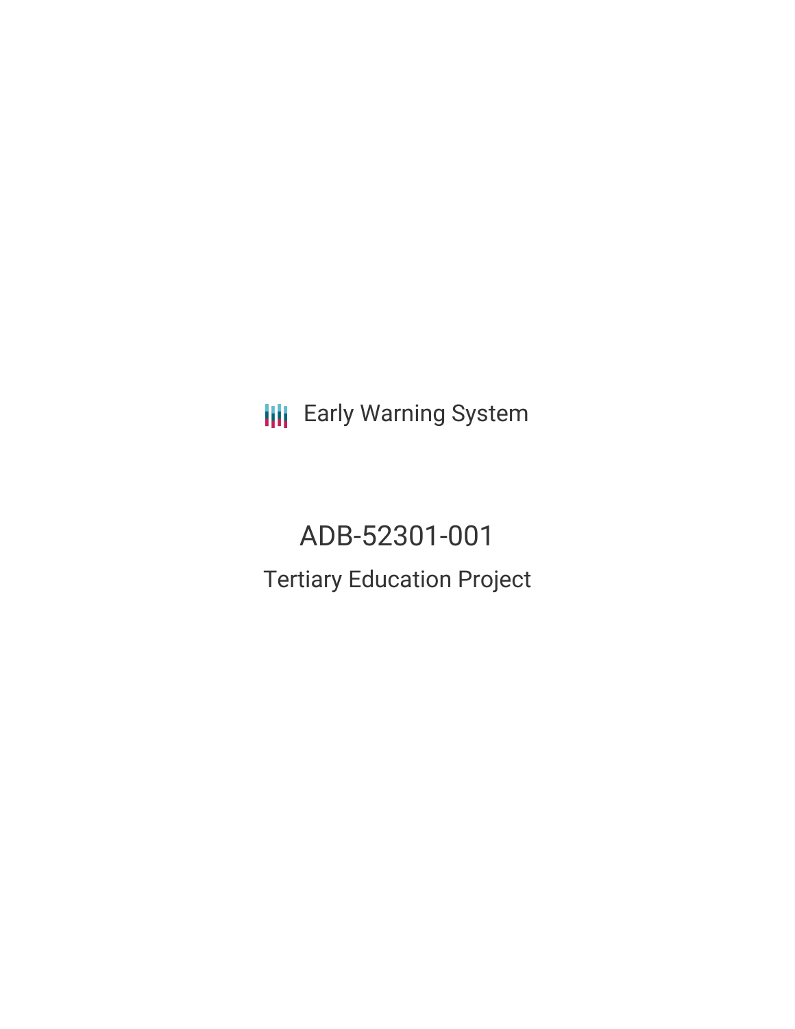Early Warning System

# ADB-52301-001

## Tertiary Education Project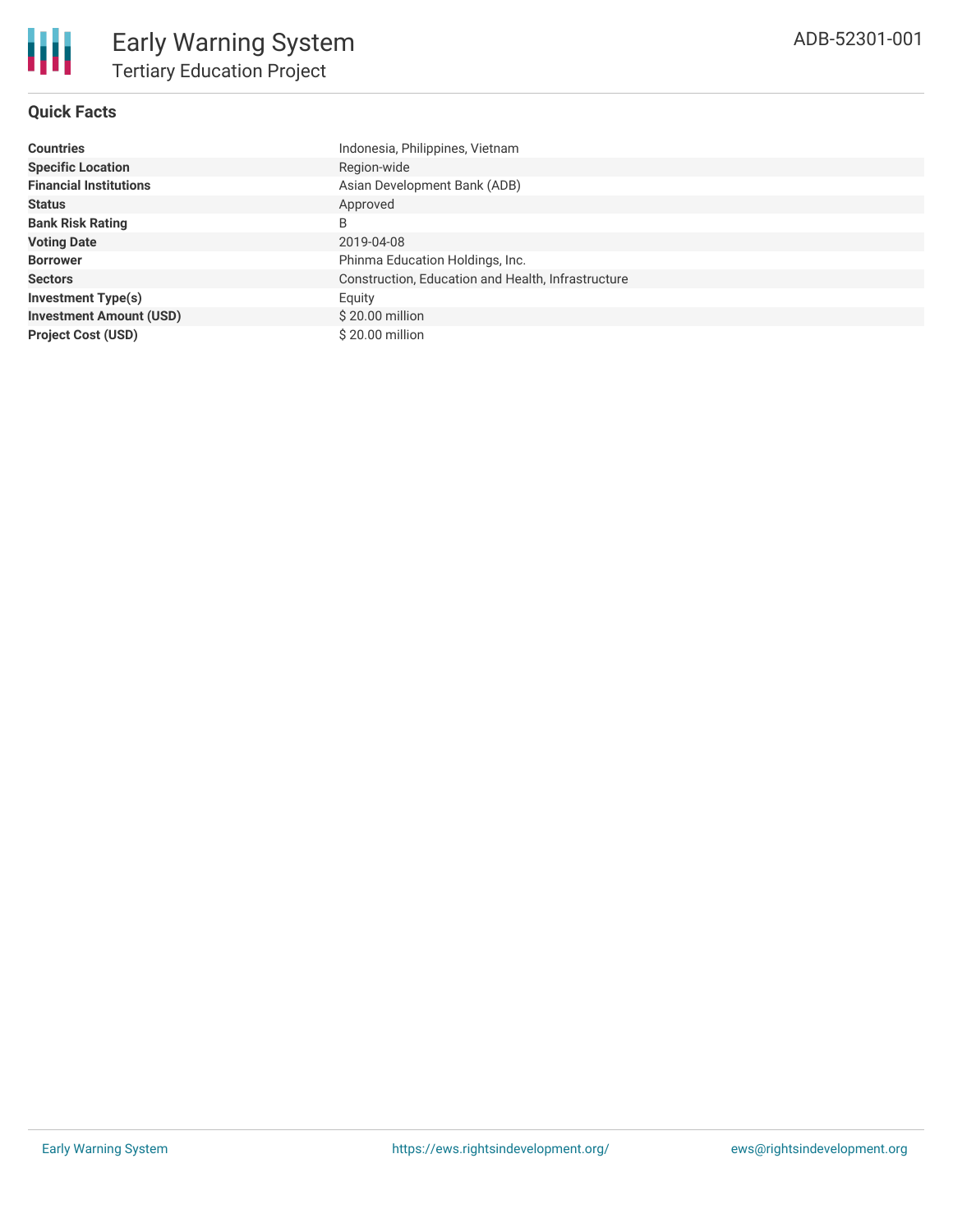# Early Warning System

## Tertiary Education Project

ADB-52301-001

### Quick Facts

| | |
|---|---|
| **Countries** | Indonesia, Philippines, Vietnam |
| **Specific Location** | Region-wide |
| **Financial Institutions** | Asian Development Bank (ADB) |
| **Status** | Approved |
| **Bank Risk Rating** | B |
| **Voting Date** | 2019-04-08 |
| **Borrower** | Phinma Education Holdings, Inc. |
| **Sectors** | Construction, Education and Health, Infrastructure |
| **Investment Type(s)** | Equity |
| **Investment Amount (USD)** | $ 20.00 million |
| **Project Cost (USD)** | $ 20.00 million |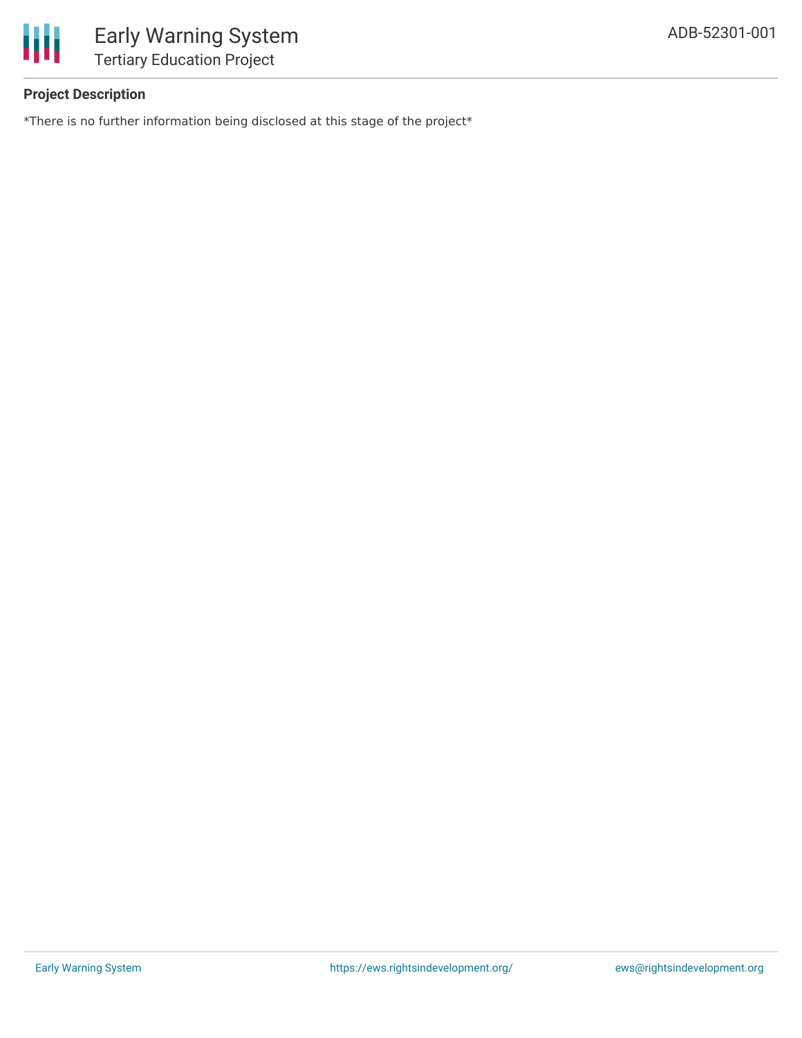**Project Description**

*There is no further information being disclosed at this stage of the project*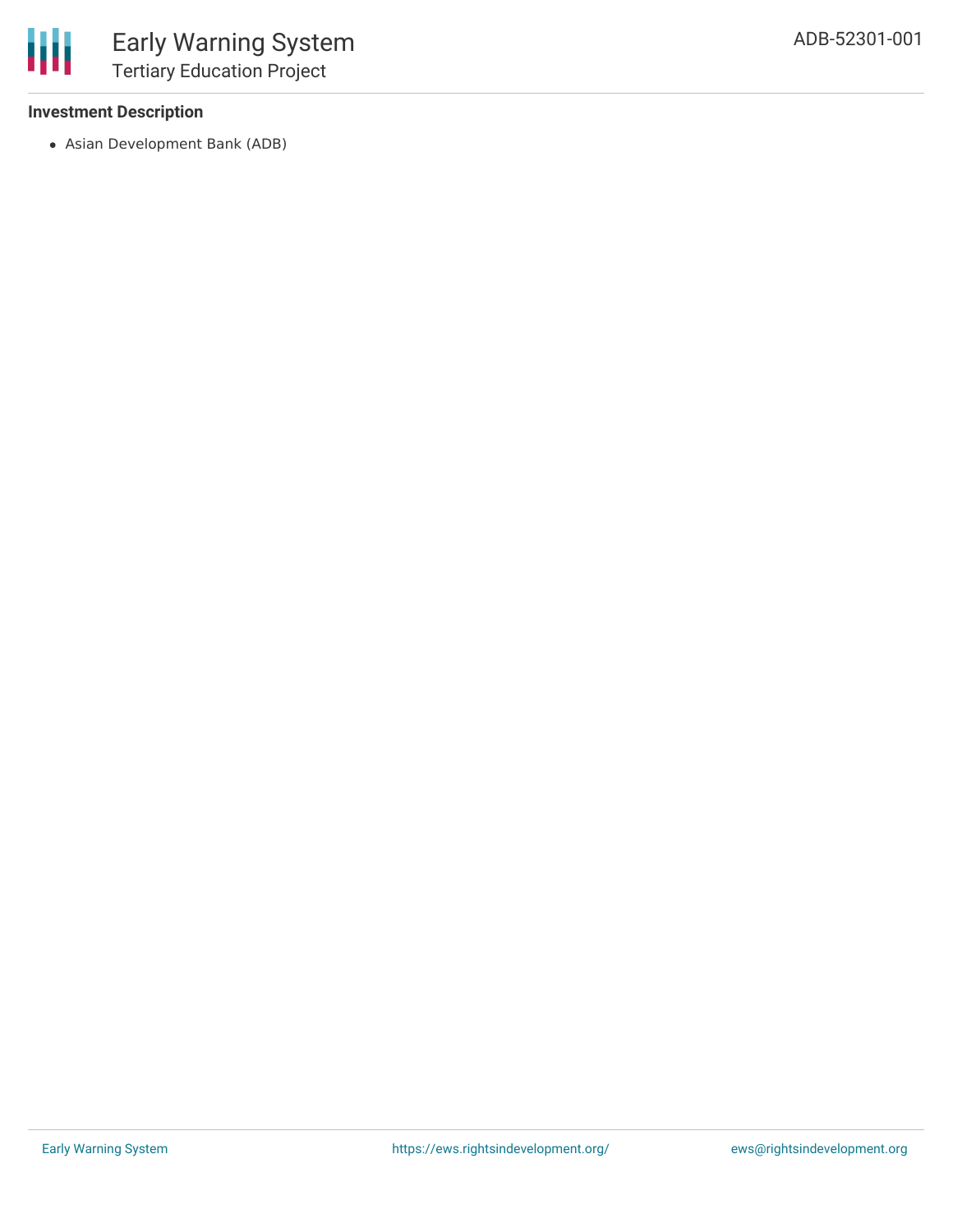### Investment Description

- Asian Development Bank (ADB)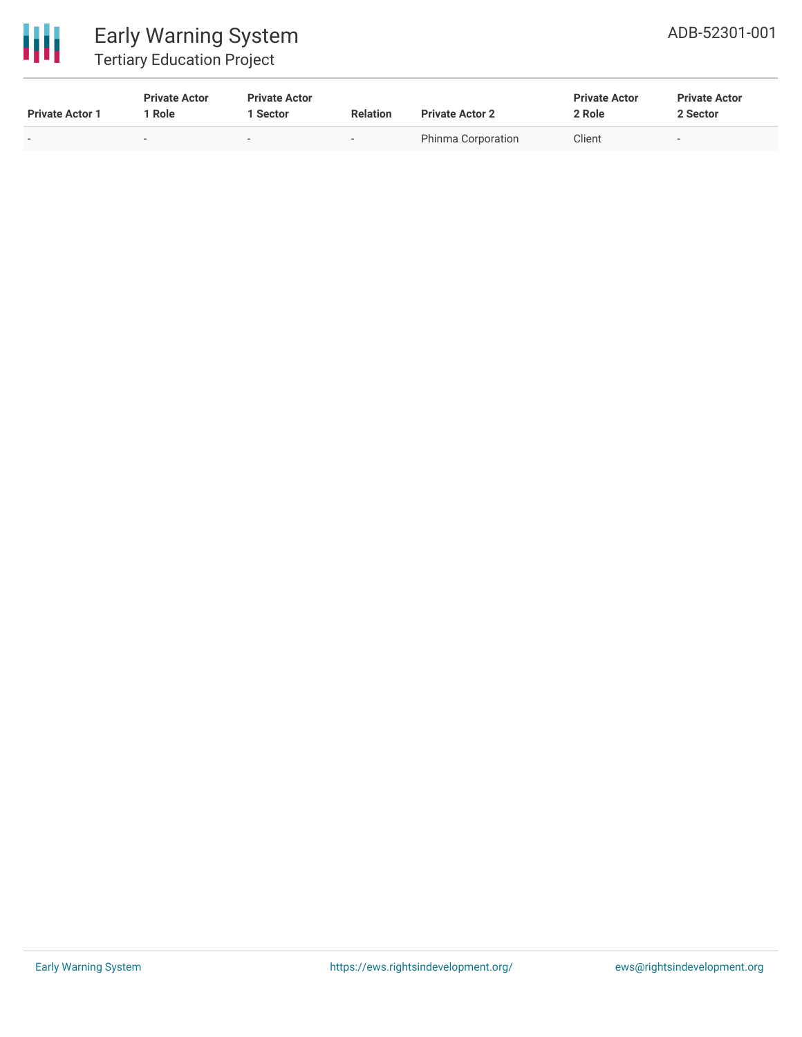| Private Actor 1 | Private Actor 1 Role | Private Actor 1 Sector | Relation | Private Actor 2 | Private Actor 2 Role | Private Actor 2 Sector |
|---|---|---|---|---|---|---|
| - | - | - | - | Phinma Corporation | Client | - |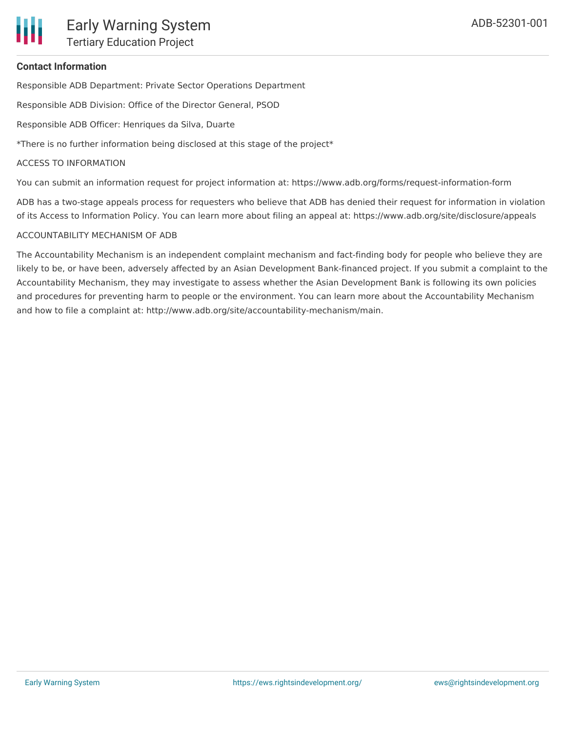## Contact Information

Responsible ADB Department: Private Sector Operations Department

Responsible ADB Division: Office of the Director General, PSOD

Responsible ADB Officer: Henriques da Silva, Duarte

*There is no further information being disclosed at this stage of the project*

ACCESS TO INFORMATION

You can submit an information request for project information at: https://www.adb.org/forms/request-information-form

ADB has a two-stage appeals process for requesters who believe that ADB has denied their request for information in violation of its Access to Information Policy. You can learn more about filing an appeal at: https://www.adb.org/site/disclosure/appeals

ACCOUNTABILITY MECHANISM OF ADB

The Accountability Mechanism is an independent complaint mechanism and fact-finding body for people who believe they are likely to be, or have been, adversely affected by an Asian Development Bank-financed project. If you submit a complaint to the Accountability Mechanism, they may investigate to assess whether the Asian Development Bank is following its own policies and procedures for preventing harm to people or the environment. You can learn more about the Accountability Mechanism and how to file a complaint at: http://www.adb.org/site/accountability-mechanism/main.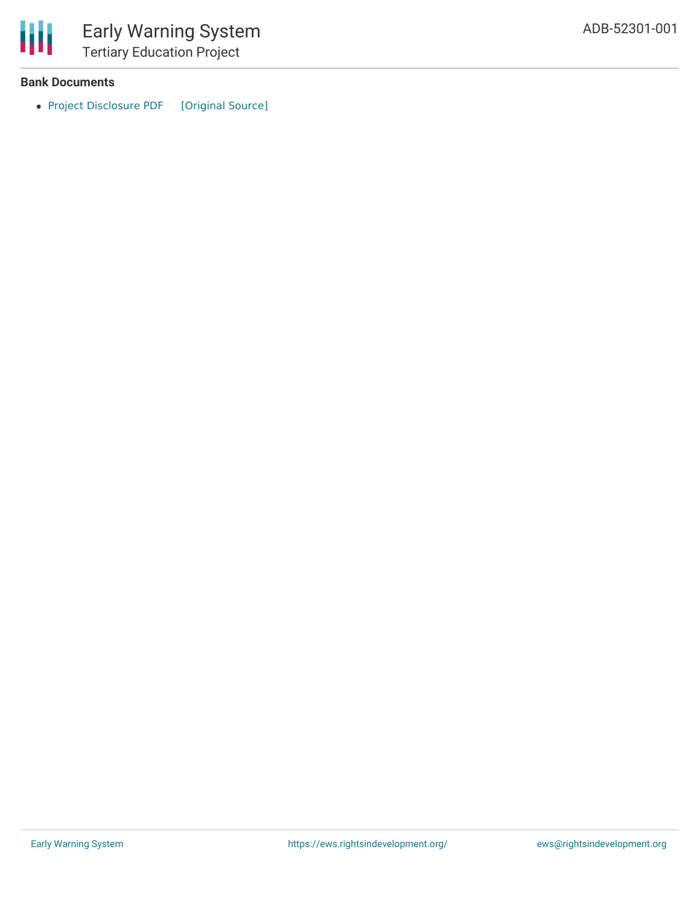### Bank Documents

- Project Disclosure PDF [Original Source]